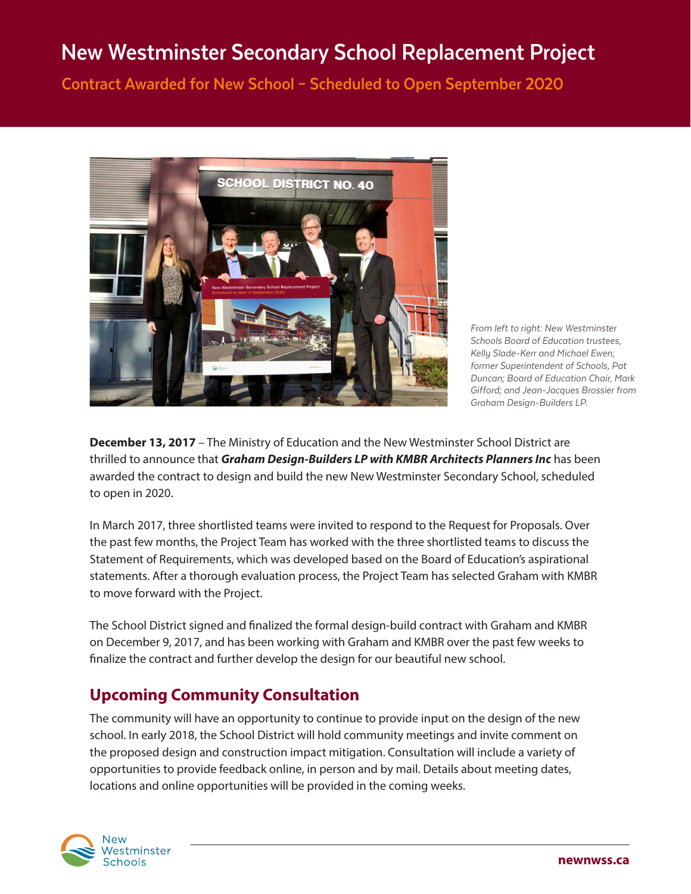# New Westminster Secondary School Replacement Project

## Contract Awarded for New School – Scheduled to Open September 2020

*From left to right: New Westminster Schools Board of Education trustees, Kelly Slade-Kerr and Michael Ewen; former Superintendent of Schools, Pat Duncan; Board of Education Chair, Mark Gifford; and Jean-Jacques Brossier from Graham Design-Builders LP.*

**December 13, 2017** – The Ministry of Education and the New Westminster School District are thrilled to announce that ***Graham Design-Builders LP with KMBR Architects Planners Inc*** has been awarded the contract to design and build the new New Westminster Secondary School, scheduled to open in 2020.

In March 2017, three shortlisted teams were invited to respond to the Request for Proposals. Over the past few months, the Project Team has worked with the three shortlisted teams to discuss the Statement of Requirements, which was developed based on the Board of Education's aspirational statements. After a thorough evaluation process, the Project Team has selected Graham with KMBR to move forward with the Project.

The School District signed and finalized the formal design-build contract with Graham and KMBR on December 9, 2017, and has been working with Graham and KMBR over the past few weeks to finalize the contract and further develop the design for our beautiful new school.

## Upcoming Community Consultation

The community will have an opportunity to continue to provide input on the design of the new school. In early 2018, the School District will hold community meetings and invite comment on the proposed design and construction impact mitigation. Consultation will include a variety of opportunities to provide feedback online, in person and by mail. Details about meeting dates, locations and online opportunities will be provided in the coming weeks.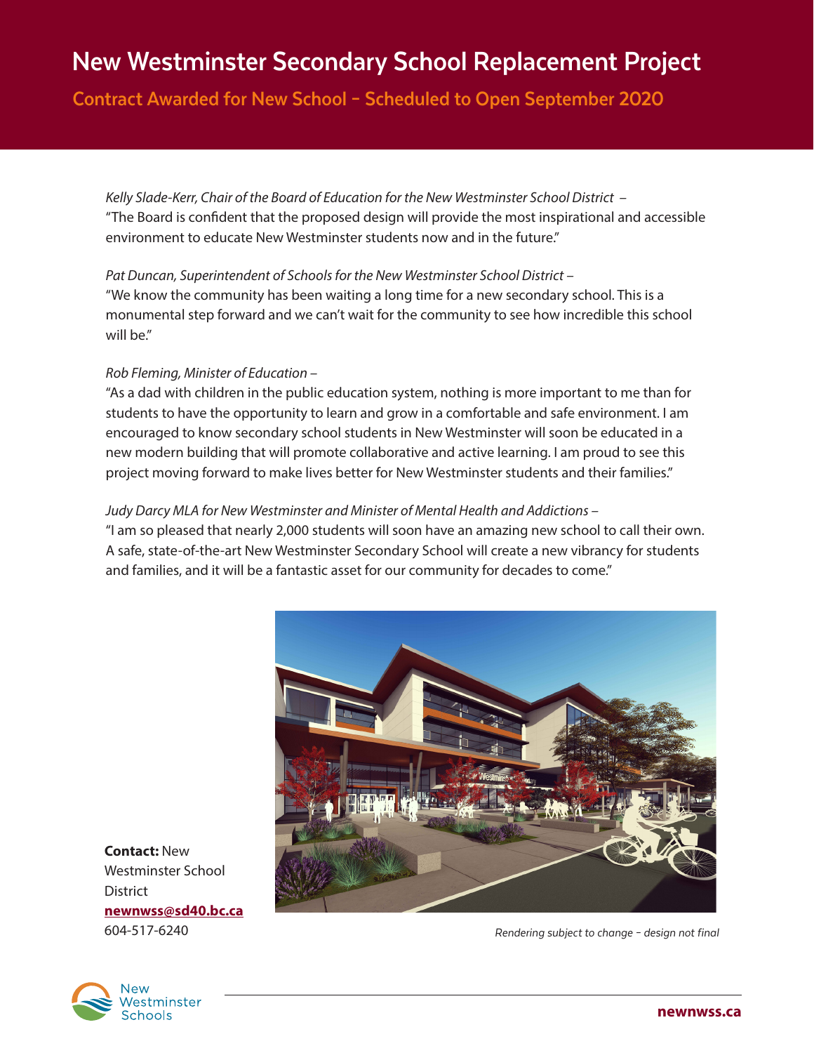# New Westminster Secondary School Replacement Project

## Contract Awarded for New School – Scheduled to Open September 2020

*Kelly Slade-Kerr, Chair of the Board of Education for the New Westminster School District –*
"The Board is confident that the proposed design will provide the most inspirational and accessible environment to educate New Westminster students now and in the future."

*Pat Duncan, Superintendent of Schools for the New Westminster School District –*
"We know the community has been waiting a long time for a new secondary school. This is a monumental step forward and we can't wait for the community to see how incredible this school will be."

*Rob Fleming, Minister of Education –*
"As a dad with children in the public education system, nothing is more important to me than for students to have the opportunity to learn and grow in a comfortable and safe environment. I am encouraged to know secondary school students in New Westminster will soon be educated in a new modern building that will promote collaborative and active learning. I am proud to see this project moving forward to make lives better for New Westminster students and their families."

*Judy Darcy MLA for New Westminster and Minister of Mental Health and Addictions –*
"I am so pleased that nearly 2,000 students will soon have an amazing new school to call their own. A safe, state-of-the-art New Westminster Secondary School will create a new vibrancy for students and families, and it will be a fantastic asset for our community for decades to come."

*Rendering subject to change – design not final*

**Contact:** New Westminster School District
**newnwss@sd40.bc.ca**
604-517-6240

New Westminster Schools

**newnwss.ca**